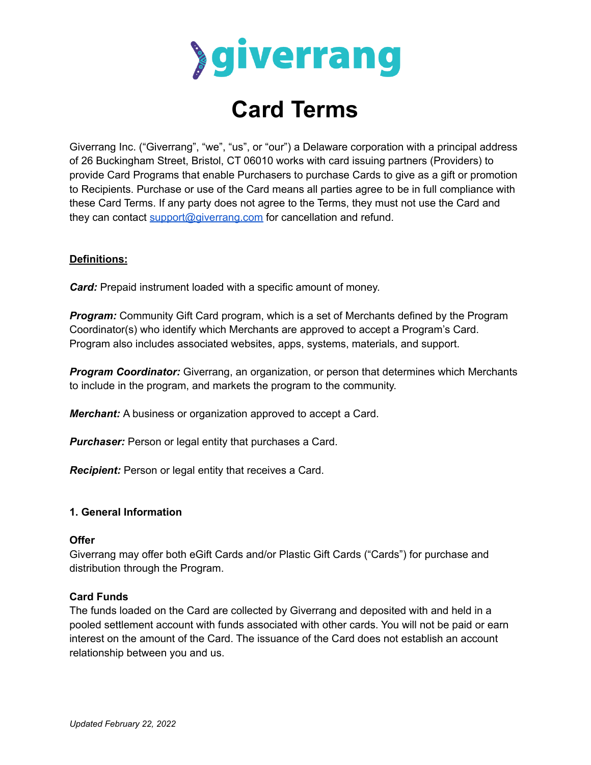giverrang

# Card Terms

Giverrang Inc. ("Giverrang", "we", "us", or "our") a Delaware corporation with a principal address of 26 Buckingham Street, Bristol, CT 06010 works with card issuing partners (Providers) to provide Card Programs that enable Purchasers to purchase Cards to give as a gift or promotion to Recipients. Purchase or use of the Card means all parties agree to be in full compliance with these Card Terms. If any party does not agree to the Terms, they must not use the Card and they can contact support@giverrang.com for cancellation and refund.

**Definitions:**

***Card:*** Prepaid instrument loaded with a specific amount of money.

***Program:*** Community Gift Card program, which is a set of Merchants defined by the Program Coordinator(s) who identify which Merchants are approved to accept a Program's Card. Program also includes associated websites, apps, systems, materials, and support.

***Program Coordinator:*** Giverrang, an organization, or person that determines which Merchants to include in the program, and markets the program to the community.

***Merchant:*** A business or organization approved to accept a Card.

***Purchaser:*** Person or legal entity that purchases a Card.

***Recipient:*** Person or legal entity that receives a Card.

## 1. General Information

### Offer

Giverrang may offer both eGift Cards and/or Plastic Gift Cards ("Cards") for purchase and distribution through the Program.

### Card Funds

The funds loaded on the Card are collected by Giverrang and deposited with and held in a pooled settlement account with funds associated with other cards. You will not be paid or earn interest on the amount of the Card. The issuance of the Card does not establish an account relationship between you and us.

*Updated February 22, 2022*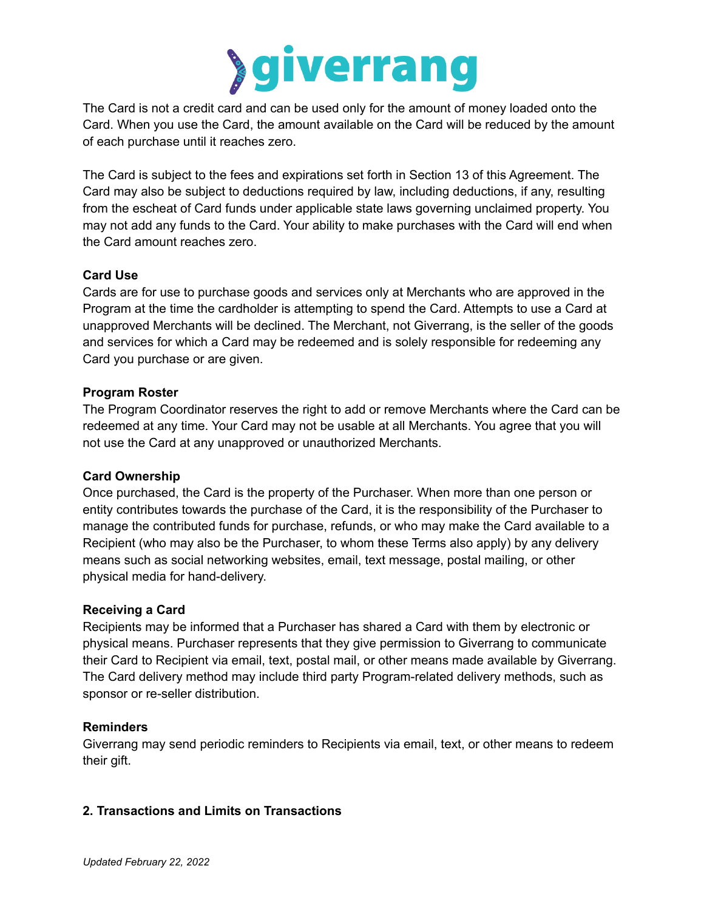The Card is not a credit card and can be used only for the amount of money loaded onto the Card. When you use the Card, the amount available on the Card will be reduced by the amount of each purchase until it reaches zero.

The Card is subject to the fees and expirations set forth in Section 13 of this Agreement. The Card may also be subject to deductions required by law, including deductions, if any, resulting from the escheat of Card funds under applicable state laws governing unclaimed property. You may not add any funds to the Card. Your ability to make purchases with the Card will end when the Card amount reaches zero.

**Card Use**
Cards are for use to purchase goods and services only at Merchants who are approved in the Program at the time the cardholder is attempting to spend the Card. Attempts to use a Card at unapproved Merchants will be declined. The Merchant, not Giverrang, is the seller of the goods and services for which a Card may be redeemed and is solely responsible for redeeming any Card you purchase or are given.

**Program Roster**
The Program Coordinator reserves the right to add or remove Merchants where the Card can be redeemed at any time. Your Card may not be usable at all Merchants. You agree that you will not use the Card at any unapproved or unauthorized Merchants.

**Card Ownership**
Once purchased, the Card is the property of the Purchaser. When more than one person or entity contributes towards the purchase of the Card, it is the responsibility of the Purchaser to manage the contributed funds for purchase, refunds, or who may make the Card available to a Recipient (who may also be the Purchaser, to whom these Terms also apply) by any delivery means such as social networking websites, email, text message, postal mailing, or other physical media for hand-delivery.

**Receiving a Card**
Recipients may be informed that a Purchaser has shared a Card with them by electronic or physical means. Purchaser represents that they give permission to Giverrang to communicate their Card to Recipient via email, text, postal mail, or other means made available by Giverrang. The Card delivery method may include third party Program-related delivery methods, such as sponsor or re-seller distribution.

**Reminders**
Giverrang may send periodic reminders to Recipients via email, text, or other means to redeem their gift.

## 2. Transactions and Limits on Transactions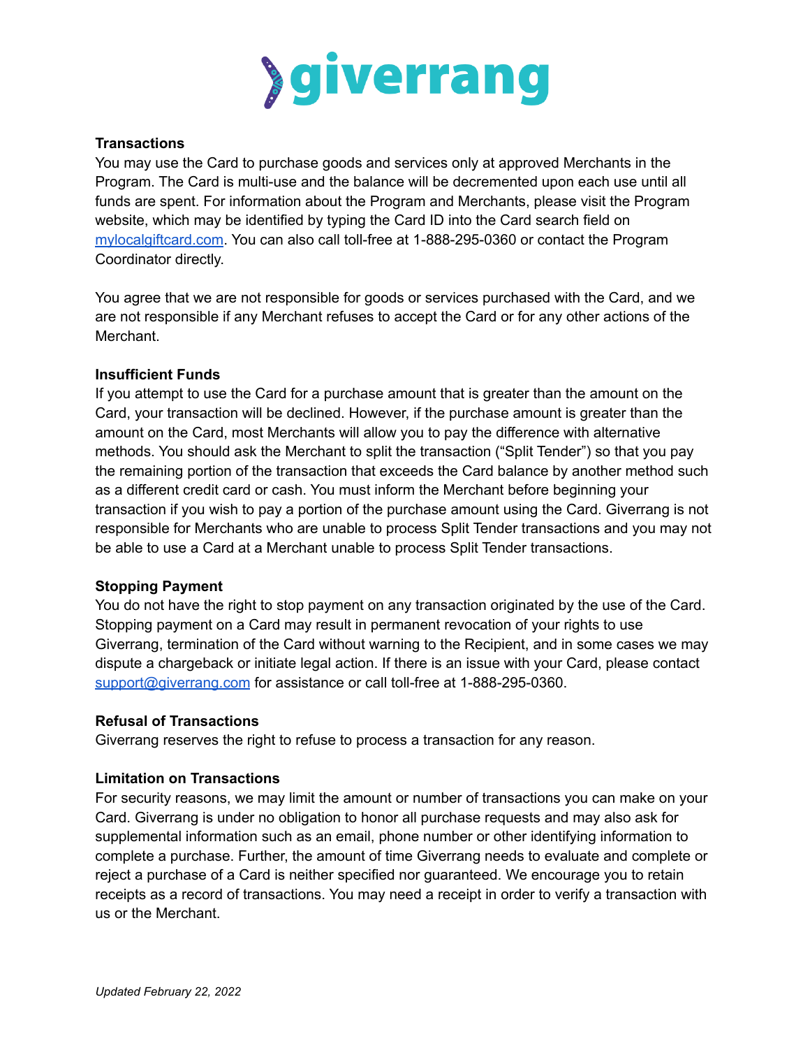**Transactions**

You may use the Card to purchase goods and services only at approved Merchants in the Program. The Card is multi-use and the balance will be decremented upon each use until all funds are spent. For information about the Program and Merchants, please visit the Program website, which may be identified by typing the Card ID into the Card search field on [mylocalgiftcard.com](mylocalgiftcard.com). You can also call toll-free at 1-888-295-0360 or contact the Program Coordinator directly.

You agree that we are not responsible for goods or services purchased with the Card, and we are not responsible if any Merchant refuses to accept the Card or for any other actions of the Merchant.

**Insufficient Funds**

If you attempt to use the Card for a purchase amount that is greater than the amount on the Card, your transaction will be declined. However, if the purchase amount is greater than the amount on the Card, most Merchants will allow you to pay the difference with alternative methods. You should ask the Merchant to split the transaction ("Split Tender") so that you pay the remaining portion of the transaction that exceeds the Card balance by another method such as a different credit card or cash. You must inform the Merchant before beginning your transaction if you wish to pay a portion of the purchase amount using the Card. Giverrang is not responsible for Merchants who are unable to process Split Tender transactions and you may not be able to use a Card at a Merchant unable to process Split Tender transactions.

**Stopping Payment**

You do not have the right to stop payment on any transaction originated by the use of the Card. Stopping payment on a Card may result in permanent revocation of your rights to use Giverrang, termination of the Card without warning to the Recipient, and in some cases we may dispute a chargeback or initiate legal action. If there is an issue with your Card, please contact [support@giverrang.com](mailto:support@giverrang.com) for assistance or call toll-free at 1-888-295-0360.

**Refusal of Transactions**

Giverrang reserves the right to refuse to process a transaction for any reason.

**Limitation on Transactions**

For security reasons, we may limit the amount or number of transactions you can make on your Card. Giverrang is under no obligation to honor all purchase requests and may also ask for supplemental information such as an email, phone number or other identifying information to complete a purchase. Further, the amount of time Giverrang needs to evaluate and complete or reject a purchase of a Card is neither specified nor guaranteed. We encourage you to retain receipts as a record of transactions. You may need a receipt in order to verify a transaction with us or the Merchant.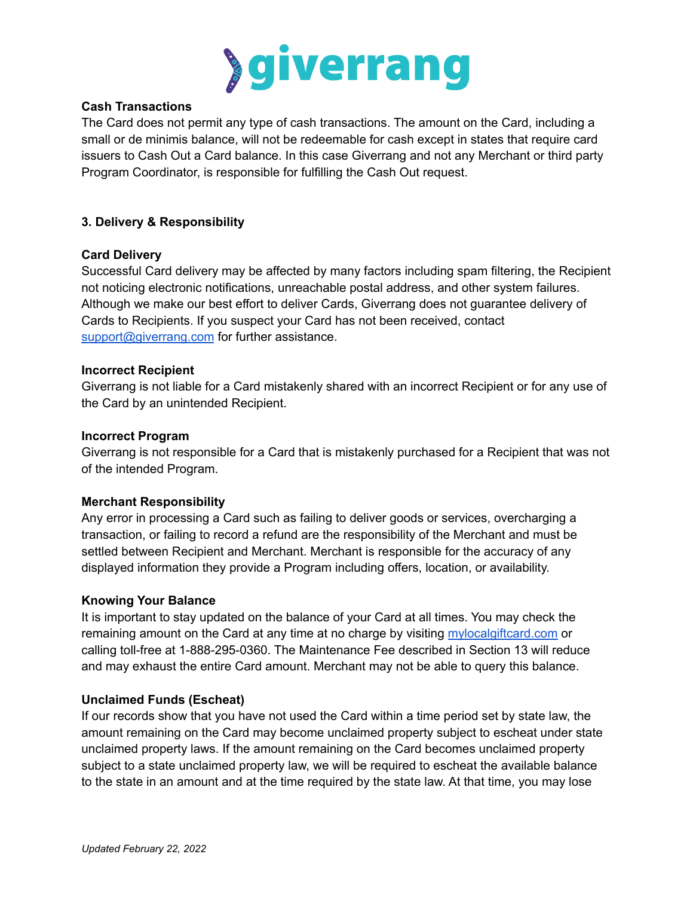**Cash Transactions**

The Card does not permit any type of cash transactions. The amount on the Card, including a small or de minimis balance, will not be redeemable for cash except in states that require card issuers to Cash Out a Card balance. In this case Giverrang and not any Merchant or third party Program Coordinator, is responsible for fulfilling the Cash Out request.

## 3. Delivery & Responsibility

**Card Delivery**

Successful Card delivery may be affected by many factors including spam filtering, the Recipient not noticing electronic notifications, unreachable postal address, and other system failures. Although we make our best effort to deliver Cards, Giverrang does not guarantee delivery of Cards to Recipients. If you suspect your Card has not been received, contact support@giverrang.com for further assistance.

**Incorrect Recipient**

Giverrang is not liable for a Card mistakenly shared with an incorrect Recipient or for any use of the Card by an unintended Recipient.

**Incorrect Program**

Giverrang is not responsible for a Card that is mistakenly purchased for a Recipient that was not of the intended Program.

**Merchant Responsibility**

Any error in processing a Card such as failing to deliver goods or services, overcharging a transaction, or failing to record a refund are the responsibility of the Merchant and must be settled between Recipient and Merchant. Merchant is responsible for the accuracy of any displayed information they provide a Program including offers, location, or availability.

**Knowing Your Balance**

It is important to stay updated on the balance of your Card at all times. You may check the remaining amount on the Card at any time at no charge by visiting mylocalgiftcard.com or calling toll-free at 1-888-295-0360. The Maintenance Fee described in Section 13 will reduce and may exhaust the entire Card amount. Merchant may not be able to query this balance.

**Unclaimed Funds (Escheat)**

If our records show that you have not used the Card within a time period set by state law, the amount remaining on the Card may become unclaimed property subject to escheat under state unclaimed property laws. If the amount remaining on the Card becomes unclaimed property subject to a state unclaimed property law, we will be required to escheat the available balance to the state in an amount and at the time required by the state law. At that time, you may lose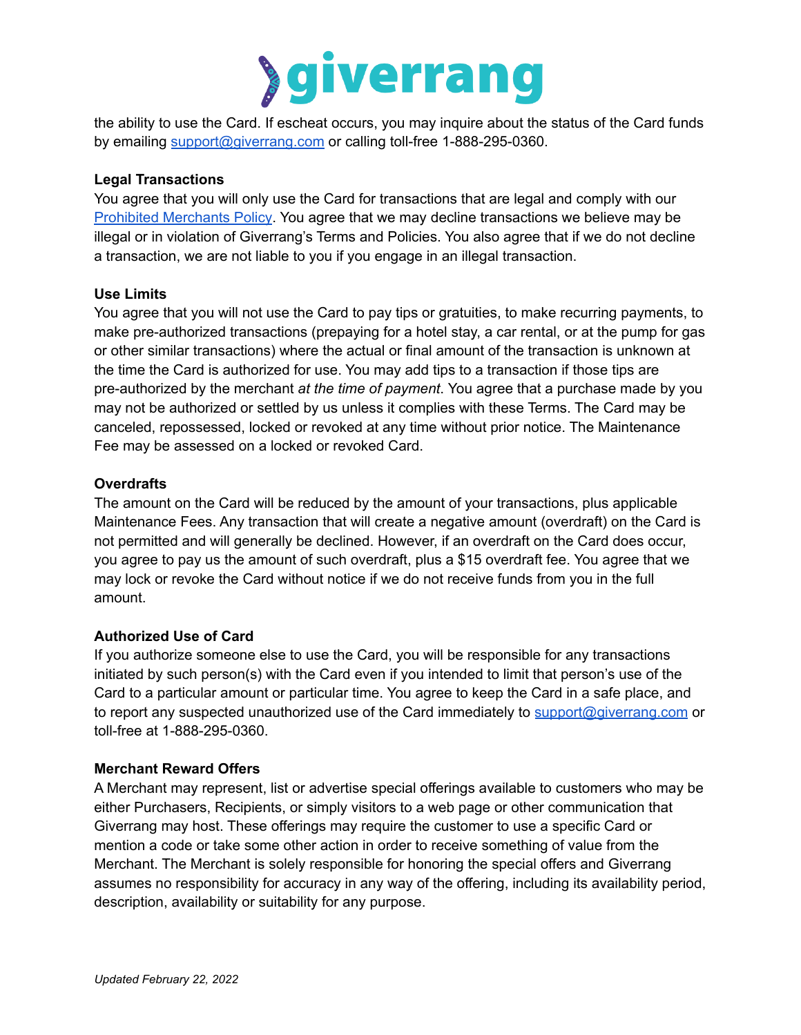the ability to use the Card. If escheat occurs, you may inquire about the status of the Card funds by emailing support@giverrang.com or calling toll-free 1-888-295-0360.

**Legal Transactions**

You agree that you will only use the Card for transactions that are legal and comply with our Prohibited Merchants Policy. You agree that we may decline transactions we believe may be illegal or in violation of Giverrang's Terms and Policies. You also agree that if we do not decline a transaction, we are not liable to you if you engage in an illegal transaction.

**Use Limits**

You agree that you will not use the Card to pay tips or gratuities, to make recurring payments, to make pre-authorized transactions (prepaying for a hotel stay, a car rental, or at the pump for gas or other similar transactions) where the actual or final amount of the transaction is unknown at the time the Card is authorized for use. You may add tips to a transaction if those tips are pre-authorized by the merchant *at the time of payment*. You agree that a purchase made by you may not be authorized or settled by us unless it complies with these Terms. The Card may be canceled, repossessed, locked or revoked at any time without prior notice. The Maintenance Fee may be assessed on a locked or revoked Card.

**Overdrafts**

The amount on the Card will be reduced by the amount of your transactions, plus applicable Maintenance Fees. Any transaction that will create a negative amount (overdraft) on the Card is not permitted and will generally be declined. However, if an overdraft on the Card does occur, you agree to pay us the amount of such overdraft, plus a $15 overdraft fee. You agree that we may lock or revoke the Card without notice if we do not receive funds from you in the full amount.

**Authorized Use of Card**

If you authorize someone else to use the Card, you will be responsible for any transactions initiated by such person(s) with the Card even if you intended to limit that person's use of the Card to a particular amount or particular time. You agree to keep the Card in a safe place, and to report any suspected unauthorized use of the Card immediately to support@giverrang.com or toll-free at 1-888-295-0360.

**Merchant Reward Offers**

A Merchant may represent, list or advertise special offerings available to customers who may be either Purchasers, Recipients, or simply visitors to a web page or other communication that Giverrang may host. These offerings may require the customer to use a specific Card or mention a code or take some other action in order to receive something of value from the Merchant. The Merchant is solely responsible for honoring the special offers and Giverrang assumes no responsibility for accuracy in any way of the offering, including its availability period, description, availability or suitability for any purpose.

*Updated February 22, 2022*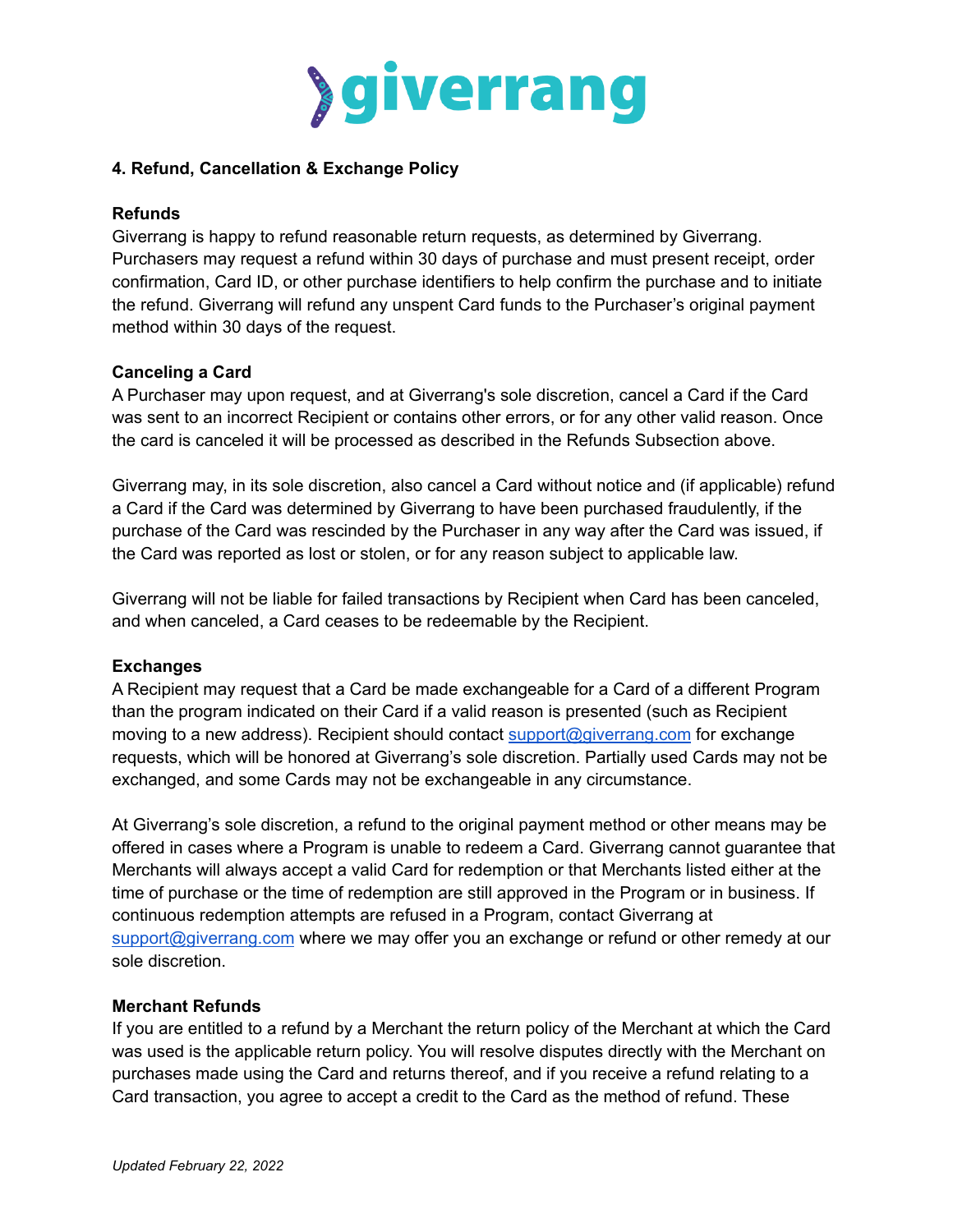## 4. Refund, Cancellation & Exchange Policy

### Refunds

Giverrang is happy to refund reasonable return requests, as determined by Giverrang. Purchasers may request a refund within 30 days of purchase and must present receipt, order confirmation, Card ID, or other purchase identifiers to help confirm the purchase and to initiate the refund. Giverrang will refund any unspent Card funds to the Purchaser's original payment method within 30 days of the request.

### Canceling a Card

A Purchaser may upon request, and at Giverrang's sole discretion, cancel a Card if the Card was sent to an incorrect Recipient or contains other errors, or for any other valid reason. Once the card is canceled it will be processed as described in the Refunds Subsection above.

Giverrang may, in its sole discretion, also cancel a Card without notice and (if applicable) refund a Card if the Card was determined by Giverrang to have been purchased fraudulently, if the purchase of the Card was rescinded by the Purchaser in any way after the Card was issued, if the Card was reported as lost or stolen, or for any reason subject to applicable law.

Giverrang will not be liable for failed transactions by Recipient when Card has been canceled, and when canceled, a Card ceases to be redeemable by the Recipient.

### Exchanges

A Recipient may request that a Card be made exchangeable for a Card of a different Program than the program indicated on their Card if a valid reason is presented (such as Recipient moving to a new address). Recipient should contact support@giverrang.com for exchange requests, which will be honored at Giverrang's sole discretion. Partially used Cards may not be exchanged, and some Cards may not be exchangeable in any circumstance.

At Giverrang's sole discretion, a refund to the original payment method or other means may be offered in cases where a Program is unable to redeem a Card. Giverrang cannot guarantee that Merchants will always accept a valid Card for redemption or that Merchants listed either at the time of purchase or the time of redemption are still approved in the Program or in business. If continuous redemption attempts are refused in a Program, contact Giverrang at support@giverrang.com where we may offer you an exchange or refund or other remedy at our sole discretion.

### Merchant Refunds

If you are entitled to a refund by a Merchant the return policy of the Merchant at which the Card was used is the applicable return policy. You will resolve disputes directly with the Merchant on purchases made using the Card and returns thereof, and if you receive a refund relating to a Card transaction, you agree to accept a credit to the Card as the method of refund. These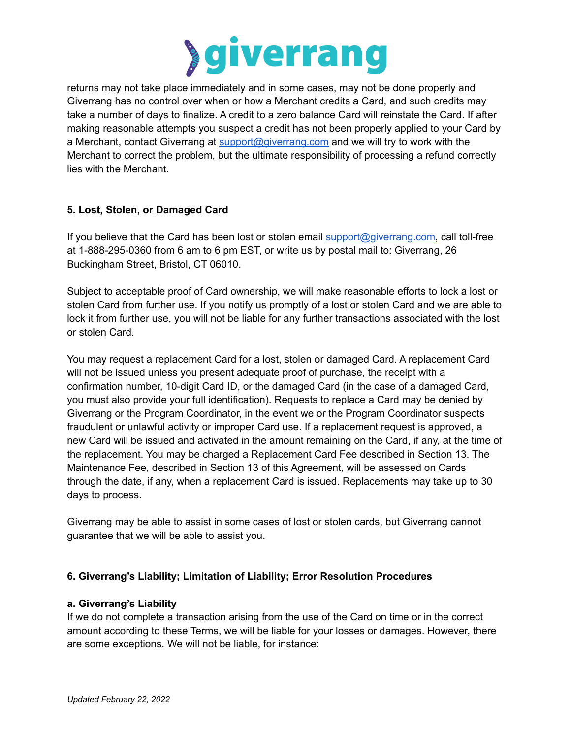returns may not take place immediately and in some cases, may not be done properly and Giverrang has no control over when or how a Merchant credits a Card, and such credits may take a number of days to finalize. A credit to a zero balance Card will reinstate the Card. If after making reasonable attempts you suspect a credit has not been properly applied to your Card by a Merchant, contact Giverrang at support@giverrang.com and we will try to work with the Merchant to correct the problem, but the ultimate responsibility of processing a refund correctly lies with the Merchant.

## 5. Lost, Stolen, or Damaged Card

If you believe that the Card has been lost or stolen email support@giverrang.com, call toll-free at 1-888-295-0360 from 6 am to 6 pm EST, or write us by postal mail to: Giverrang, 26 Buckingham Street, Bristol, CT 06010.

Subject to acceptable proof of Card ownership, we will make reasonable efforts to lock a lost or stolen Card from further use. If you notify us promptly of a lost or stolen Card and we are able to lock it from further use, you will not be liable for any further transactions associated with the lost or stolen Card.

You may request a replacement Card for a lost, stolen or damaged Card. A replacement Card will not be issued unless you present adequate proof of purchase, the receipt with a confirmation number, 10-digit Card ID, or the damaged Card (in the case of a damaged Card, you must also provide your full identification). Requests to replace a Card may be denied by Giverrang or the Program Coordinator, in the event we or the Program Coordinator suspects fraudulent or unlawful activity or improper Card use. If a replacement request is approved, a new Card will be issued and activated in the amount remaining on the Card, if any, at the time of the replacement. You may be charged a Replacement Card Fee described in Section 13. The Maintenance Fee, described in Section 13 of this Agreement, will be assessed on Cards through the date, if any, when a replacement Card is issued. Replacements may take up to 30 days to process.

Giverrang may be able to assist in some cases of lost or stolen cards, but Giverrang cannot guarantee that we will be able to assist you.

## 6. Giverrang's Liability; Limitation of Liability; Error Resolution Procedures

### a. Giverrang's Liability

If we do not complete a transaction arising from the use of the Card on time or in the correct amount according to these Terms, we will be liable for your losses or damages. However, there are some exceptions. We will not be liable, for instance:

*Updated February 22, 2022*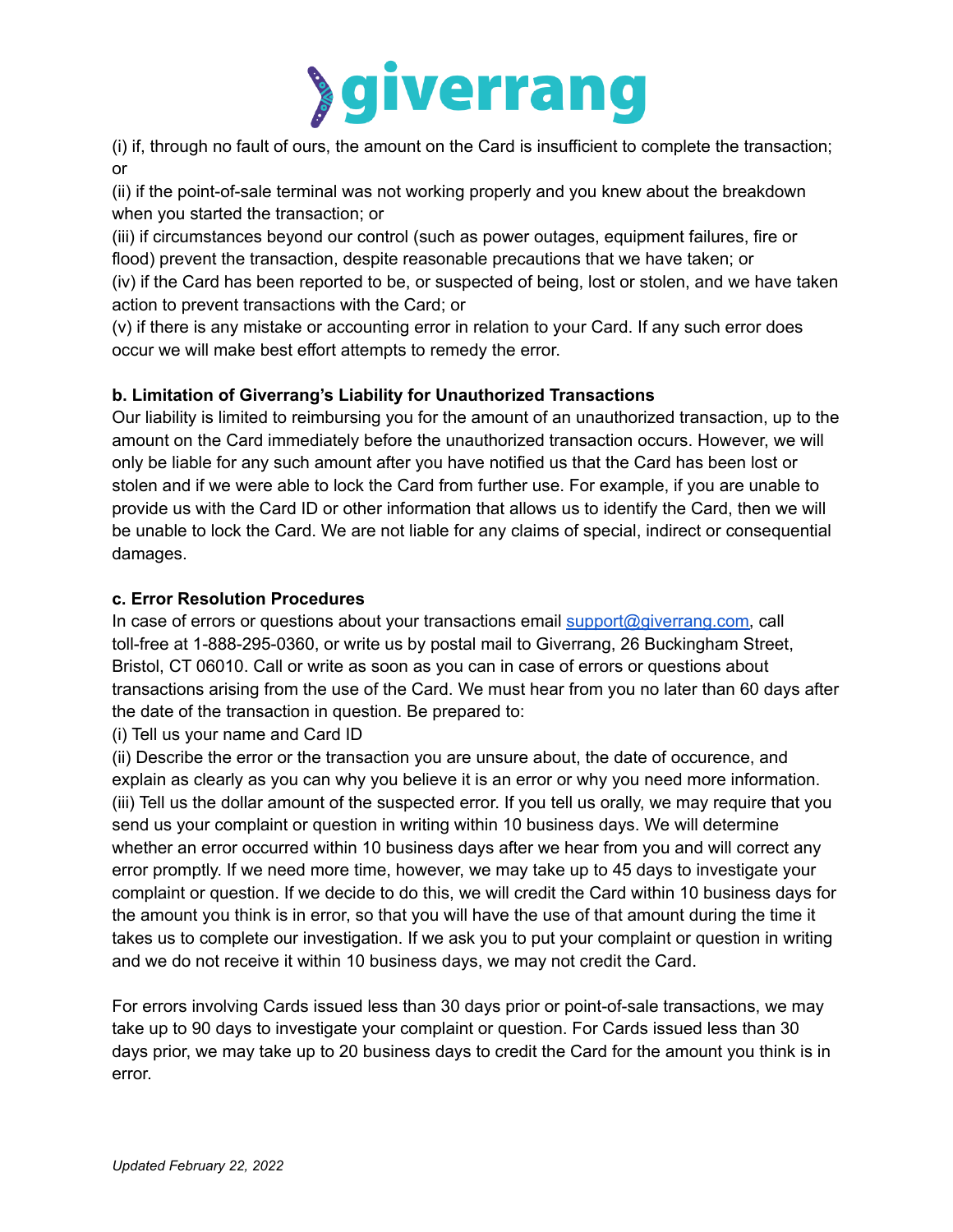(i) if, through no fault of ours, the amount on the Card is insufficient to complete the transaction; or

(ii) if the point-of-sale terminal was not working properly and you knew about the breakdown when you started the transaction; or

(iii) if circumstances beyond our control (such as power outages, equipment failures, fire or flood) prevent the transaction, despite reasonable precautions that we have taken; or

(iv) if the Card has been reported to be, or suspected of being, lost or stolen, and we have taken action to prevent transactions with the Card; or

(v) if there is any mistake or accounting error in relation to your Card. If any such error does occur we will make best effort attempts to remedy the error.

**b. Limitation of Giverrang's Liability for Unauthorized Transactions**

Our liability is limited to reimbursing you for the amount of an unauthorized transaction, up to the amount on the Card immediately before the unauthorized transaction occurs. However, we will only be liable for any such amount after you have notified us that the Card has been lost or stolen and if we were able to lock the Card from further use. For example, if you are unable to provide us with the Card ID or other information that allows us to identify the Card, then we will be unable to lock the Card. We are not liable for any claims of special, indirect or consequential damages.

**c. Error Resolution Procedures**

In case of errors or questions about your transactions email support@giverrang.com, call toll-free at 1-888-295-0360, or write us by postal mail to Giverrang, 26 Buckingham Street, Bristol, CT 06010. Call or write as soon as you can in case of errors or questions about transactions arising from the use of the Card. We must hear from you no later than 60 days after the date of the transaction in question. Be prepared to:

(i) Tell us your name and Card ID

(ii) Describe the error or the transaction you are unsure about, the date of occurence, and explain as clearly as you can why you believe it is an error or why you need more information.

(iii) Tell us the dollar amount of the suspected error. If you tell us orally, we may require that you send us your complaint or question in writing within 10 business days. We will determine whether an error occurred within 10 business days after we hear from you and will correct any error promptly. If we need more time, however, we may take up to 45 days to investigate your complaint or question. If we decide to do this, we will credit the Card within 10 business days for the amount you think is in error, so that you will have the use of that amount during the time it takes us to complete our investigation. If we ask you to put your complaint or question in writing and we do not receive it within 10 business days, we may not credit the Card.

For errors involving Cards issued less than 30 days prior or point-of-sale transactions, we may take up to 90 days to investigate your complaint or question. For Cards issued less than 30 days prior, we may take up to 20 business days to credit the Card for the amount you think is in error.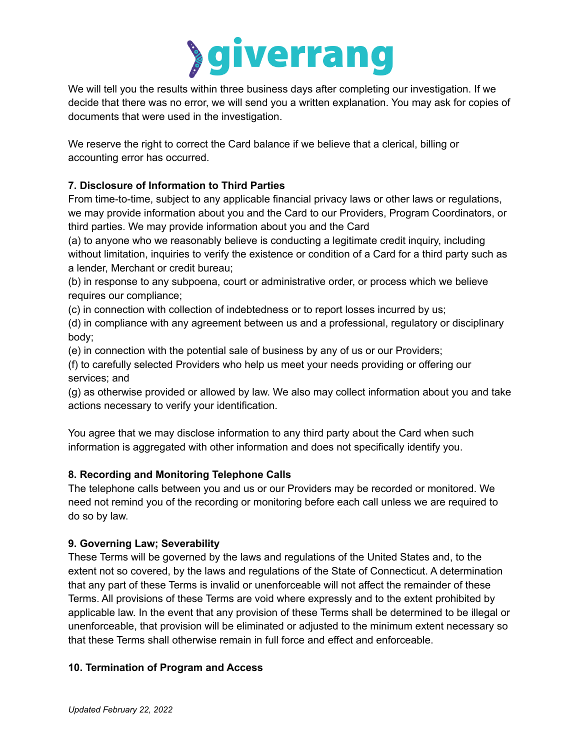We will tell you the results within three business days after completing our investigation. If we decide that there was no error, we will send you a written explanation. You may ask for copies of documents that were used in the investigation.

We reserve the right to correct the Card balance if we believe that a clerical, billing or accounting error has occurred.

**7. Disclosure of Information to Third Parties**

From time-to-time, subject to any applicable financial privacy laws or other laws or regulations, we may provide information about you and the Card to our Providers, Program Coordinators, or third parties. We may provide information about you and the Card

(a) to anyone who we reasonably believe is conducting a legitimate credit inquiry, including without limitation, inquiries to verify the existence or condition of a Card for a third party such as a lender, Merchant or credit bureau;

(b) in response to any subpoena, court or administrative order, or process which we believe requires our compliance;

(c) in connection with collection of indebtedness or to report losses incurred by us;

(d) in compliance with any agreement between us and a professional, regulatory or disciplinary body;

(e) in connection with the potential sale of business by any of us or our Providers;

(f) to carefully selected Providers who help us meet your needs providing or offering our services; and

(g) as otherwise provided or allowed by law. We also may collect information about you and take actions necessary to verify your identification.

You agree that we may disclose information to any third party about the Card when such information is aggregated with other information and does not specifically identify you.

**8. Recording and Monitoring Telephone Calls**

The telephone calls between you and us or our Providers may be recorded or monitored. We need not remind you of the recording or monitoring before each call unless we are required to do so by law.

**9. Governing Law; Severability**

These Terms will be governed by the laws and regulations of the United States and, to the extent not so covered, by the laws and regulations of the State of Connecticut. A determination that any part of these Terms is invalid or unenforceable will not affect the remainder of these Terms. All provisions of these Terms are void where expressly and to the extent prohibited by applicable law. In the event that any provision of these Terms shall be determined to be illegal or unenforceable, that provision will be eliminated or adjusted to the minimum extent necessary so that these Terms shall otherwise remain in full force and effect and enforceable.

**10. Termination of Program and Access**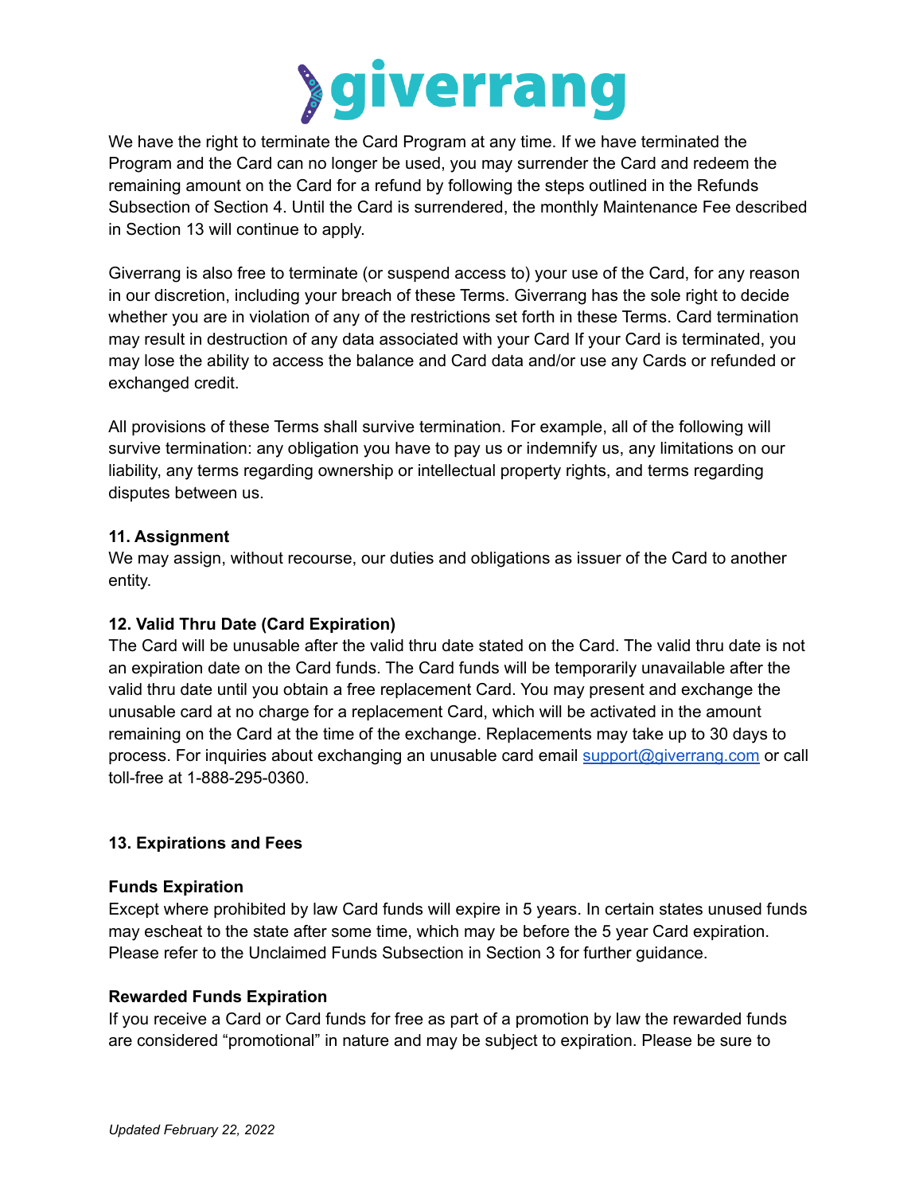We have the right to terminate the Card Program at any time. If we have terminated the Program and the Card can no longer be used, you may surrender the Card and redeem the remaining amount on the Card for a refund by following the steps outlined in the Refunds Subsection of Section 4. Until the Card is surrendered, the monthly Maintenance Fee described in Section 13 will continue to apply.

Giverrang is also free to terminate (or suspend access to) your use of the Card, for any reason in our discretion, including your breach of these Terms. Giverrang has the sole right to decide whether you are in violation of any of the restrictions set forth in these Terms. Card termination may result in destruction of any data associated with your Card If your Card is terminated, you may lose the ability to access the balance and Card data and/or use any Cards or refunded or exchanged credit.

All provisions of these Terms shall survive termination. For example, all of the following will survive termination: any obligation you have to pay us or indemnify us, any limitations on our liability, any terms regarding ownership or intellectual property rights, and terms regarding disputes between us.

**11. Assignment**

We may assign, without recourse, our duties and obligations as issuer of the Card to another entity.

**12. Valid Thru Date (Card Expiration)**

The Card will be unusable after the valid thru date stated on the Card. The valid thru date is not an expiration date on the Card funds. The Card funds will be temporarily unavailable after the valid thru date until you obtain a free replacement Card. You may present and exchange the unusable card at no charge for a replacement Card, which will be activated in the amount remaining on the Card at the time of the exchange. Replacements may take up to 30 days to process. For inquiries about exchanging an unusable card email support@giverrang.com or call toll-free at 1-888-295-0360.

**13. Expirations and Fees**

**Funds Expiration**

Except where prohibited by law Card funds will expire in 5 years. In certain states unused funds may escheat to the state after some time, which may be before the 5 year Card expiration. Please refer to the Unclaimed Funds Subsection in Section 3 for further guidance.

**Rewarded Funds Expiration**

If you receive a Card or Card funds for free as part of a promotion by law the rewarded funds are considered "promotional" in nature and may be subject to expiration. Please be sure to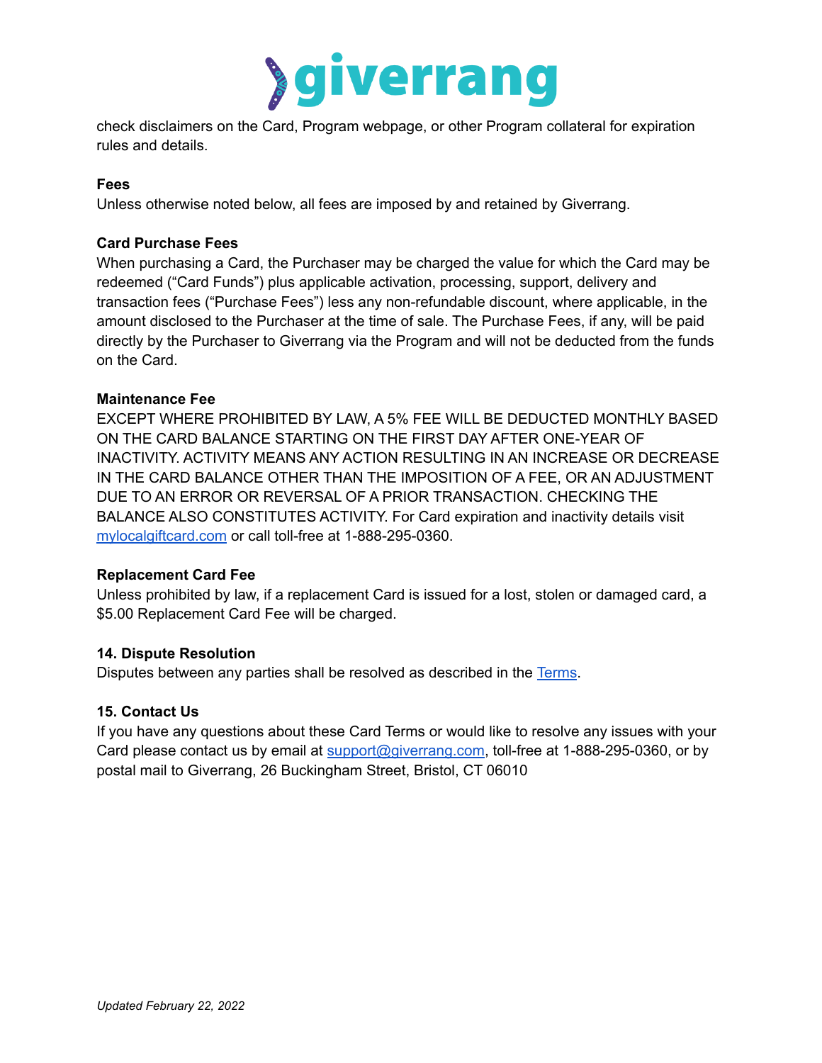check disclaimers on the Card, Program webpage, or other Program collateral for expiration rules and details.

**Fees**

Unless otherwise noted below, all fees are imposed by and retained by Giverrang.

**Card Purchase Fees**

When purchasing a Card, the Purchaser may be charged the value for which the Card may be redeemed (“Card Funds”) plus applicable activation, processing, support, delivery and transaction fees (“Purchase Fees”) less any non-refundable discount, where applicable, in the amount disclosed to the Purchaser at the time of sale. The Purchase Fees, if any, will be paid directly by the Purchaser to Giverrang via the Program and will not be deducted from the funds on the Card.

**Maintenance Fee**

EXCEPT WHERE PROHIBITED BY LAW, A 5% FEE WILL BE DEDUCTED MONTHLY BASED ON THE CARD BALANCE STARTING ON THE FIRST DAY AFTER ONE-YEAR OF INACTIVITY. ACTIVITY MEANS ANY ACTION RESULTING IN AN INCREASE OR DECREASE IN THE CARD BALANCE OTHER THAN THE IMPOSITION OF A FEE, OR AN ADJUSTMENT DUE TO AN ERROR OR REVERSAL OF A PRIOR TRANSACTION. CHECKING THE BALANCE ALSO CONSTITUTES ACTIVITY. For Card expiration and inactivity details visit mylocalgiftcard.com or call toll-free at 1-888-295-0360.

**Replacement Card Fee**

Unless prohibited by law, if a replacement Card is issued for a lost, stolen or damaged card, a $5.00 Replacement Card Fee will be charged.

## 14. Dispute Resolution

Disputes between any parties shall be resolved as described in the Terms.

## 15. Contact Us

If you have any questions about these Card Terms or would like to resolve any issues with your Card please contact us by email at support@giverrang.com, toll-free at 1-888-295-0360, or by postal mail to Giverrang, 26 Buckingham Street, Bristol, CT 06010

*Updated February 22, 2022*